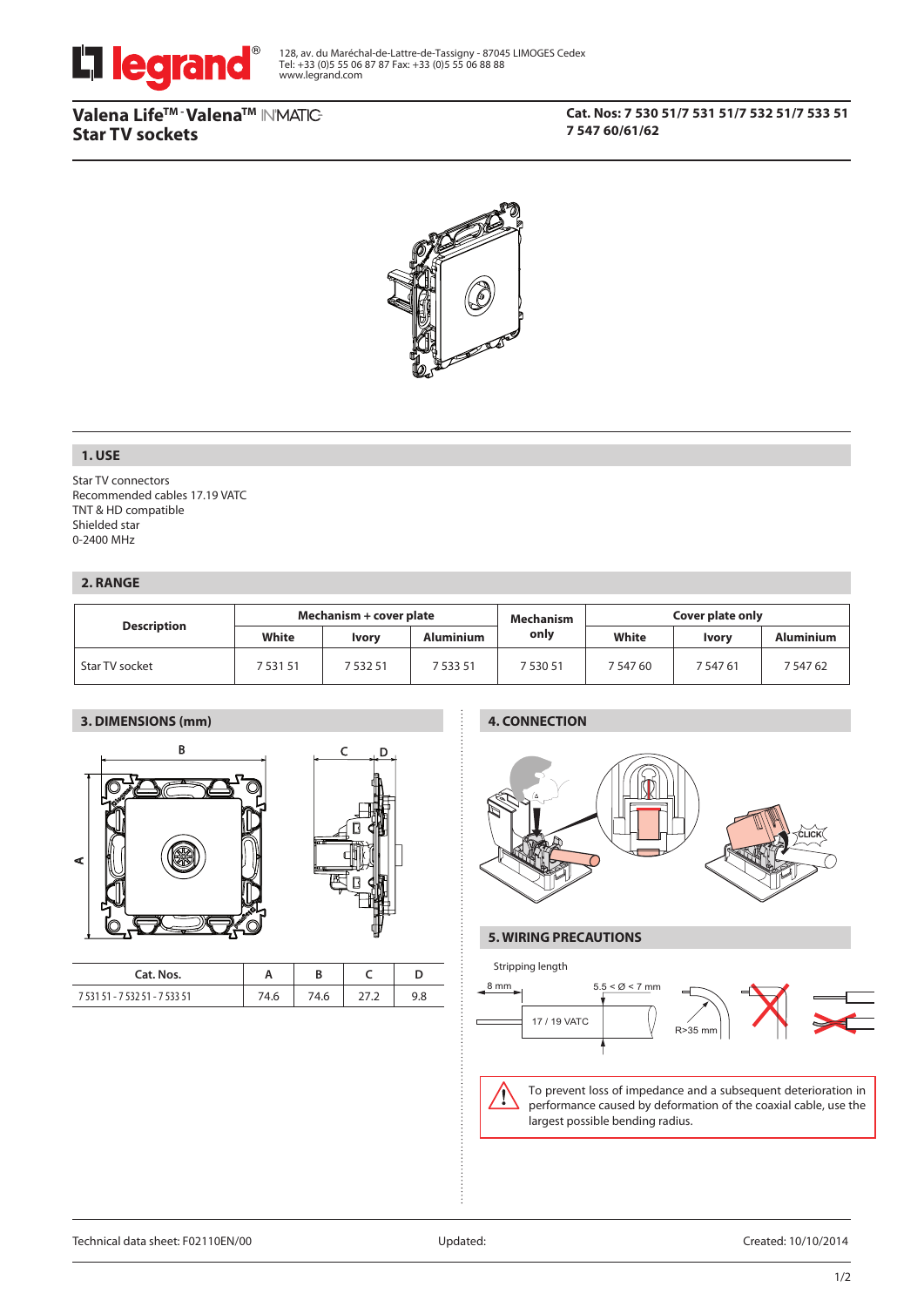128, av. du Maréchal-de-Lattre-de-Tassigny - 87045 LIMOGES Cedex
Tel: +33 (0)5 55 06 87 87 Fax: +33 (0)5 55 06 88 88
www.legrand.com

# Valena Life™ - Valena™ IN'MATIC Star TV sockets

**Cat. Nos: 7 530 51/7 531 51/7 532 51/7 533 51 7 547 60/61/62**

## 1. USE

Star TV connectors
Recommended cables 17.19 VATC
TNT & HD compatible
Shielded star
0-2400 MHz

## 2. RANGE

| Description | Mechanism + cover plate | | | Mechanism only | Cover plate only | | |
|---|---|---|---|---|---|---|---|
| | White | Ivory | Aluminium | | White | Ivory | Aluminium |
| Star TV socket | 7 531 51 | 7 532 51 | 7 533 51 | 7 530 51 | 7 547 60 | 7 547 61 | 7 547 62 |

## 3. DIMENSIONS (mm)

| Cat. Nos. | A | B | C | D |
|---|---|---|---|---|
| 7 531 51 - 7 532 51 - 7 533 51 | 74.6 | 74.6 | 27.2 | 9.8 |

## 4. CONNECTION

CLICK

## 5. WIRING PRECAUTIONS

Stripping length

8 mm — 5.5 < Ø < 7 mm — 17 / 19 VATC — R>35 mm

To prevent loss of impedance and a subsequent deterioration in performance caused by deformation of the coaxial cable, use the largest possible bending radius.

Technical data sheet: F02110EN/00 — Updated: — Created: 10/10/2014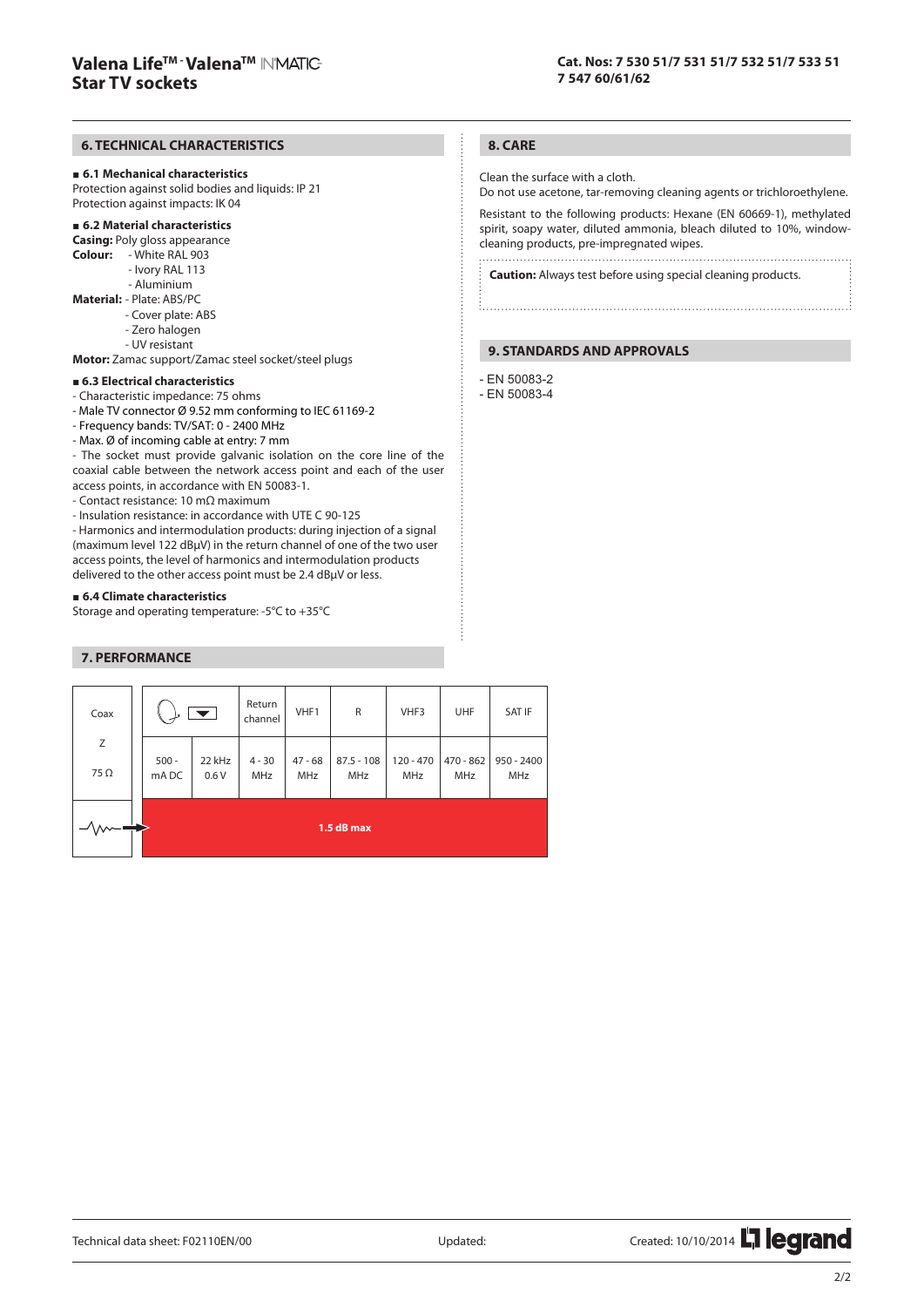# Valena Life™ - Valena™ INMATIC Star TV sockets

**Cat. Nos: 7 530 51/7 531 51/7 532 51/7 533 51 7 547 60/61/62**

## 6. TECHNICAL CHARACTERISTICS

### ■ 6.1 Mechanical characteristics

Protection against solid bodies and liquids: IP 21
Protection against impacts: IK 04

### ■ 6.2 Material characteristics

**Casing:** Poly gloss appearance
**Colour:** - White RAL 903
- Ivory RAL 113
- Aluminium

**Material:** - Plate: ABS/PC
- Cover plate: ABS
- Zero halogen
- UV resistant

**Motor:** Zamac support/Zamac steel socket/steel plugs

### ■ 6.3 Electrical characteristics

- Characteristic impedance: 75 ohms
- Male TV connector Ø 9.52 mm conforming to IEC 61169-2
- Frequency bands: TV/SAT: 0 - 2400 MHz
- Max. Ø of incoming cable at entry: 7 mm
- The socket must provide galvanic isolation on the core line of the coaxial cable between the network access point and each of the user access points, in accordance with EN 50083-1.
- Contact resistance: 10 mΩ maximum
- Insulation resistance: in accordance with UTE C 90-125
- Harmonics and intermodulation products: during injection of a signal (maximum level 122 dBµV) in the return channel of one of the two user access points, the level of harmonics and intermodulation products delivered to the other access point must be 2.4 dBµV or less.

### ■ 6.4 Climate characteristics

Storage and operating temperature: -5°C to +35°C

## 7. PERFORMANCE

| Coax | | | Return channel | VHF1 | R | VHF3 | UHF | SAT IF |
|---|---|---|---|---|---|---|---|---|
| Z 75 Ω | 500 - mA DC | 22 kHz 0.6 V | 4 - 30 MHz | 47 - 68 MHz | 87.5 - 108 MHz | 120 - 470 MHz | 470 - 862 MHz | 950 - 2400 MHz |
| | 1.5 dB max | | | | | | | |

## 8. CARE

Clean the surface with a cloth.
Do not use acetone, tar-removing cleaning agents or trichloroethylene.

Resistant to the following products: Hexane (EN 60669-1), methylated spirit, soapy water, diluted ammonia, bleach diluted to 10%, window-cleaning products, pre-impregnated wipes.

**Caution:** Always test before using special cleaning products.

## 9. STANDARDS AND APPROVALS

- EN 50083-2
- EN 50083-4

Technical data sheet: F02110EN/00 Updated: Created: 10/10/2014